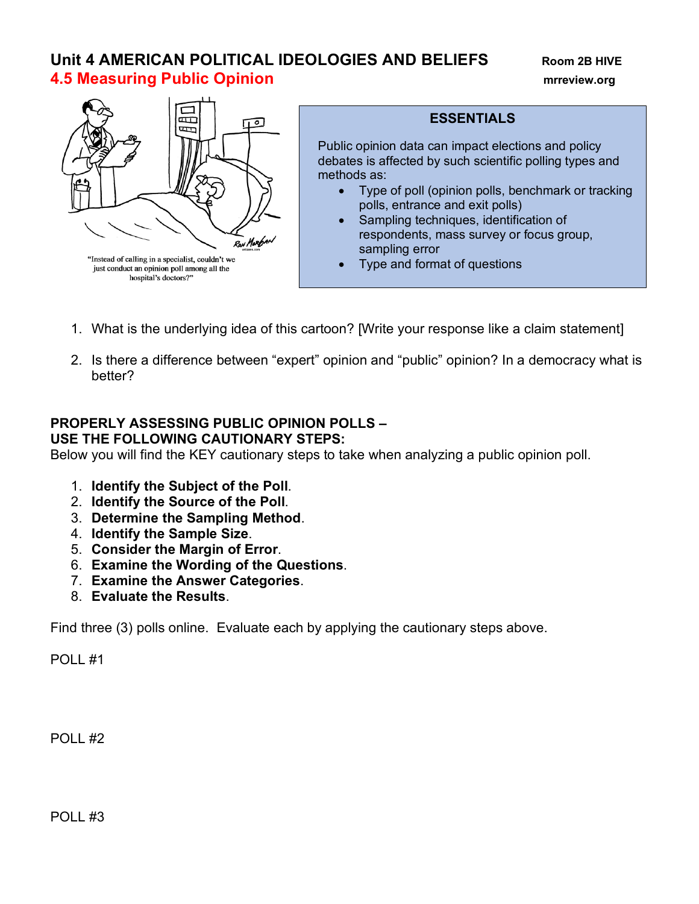# Unit 4 AMERICAN POLITICAL IDEOLOGIES AND BELIEFS

Room 2B HIVE
mrreview.org

## 4.5 Measuring Public Opinion

"Instead of calling in a specialist, couldn't we just conduct an opinion poll among all the hospital's doctors?"

### ESSENTIALS

Public opinion data can impact elections and policy debates is affected by such scientific polling types and methods as:

- Type of poll (opinion polls, benchmark or tracking polls, entrance and exit polls)
- Sampling techniques, identification of respondents, mass survey or focus group, sampling error
- Type and format of questions

1. What is the underlying idea of this cartoon? [Write your response like a claim statement]
2. Is there a difference between "expert" opinion and "public" opinion? In a democracy what is better?

**PROPERLY ASSESSING PUBLIC OPINION POLLS –**
**USE THE FOLLOWING CAUTIONARY STEPS:**

Below you will find the KEY cautionary steps to take when analyzing a public opinion poll.

1. **Identify the Subject of the Poll**.
2. **Identify the Source of the Poll**.
3. **Determine the Sampling Method**.
4. **Identify the Sample Size**.
5. **Consider the Margin of Error**.
6. **Examine the Wording of the Questions**.
7. **Examine the Answer Categories**.
8. **Evaluate the Results**.

Find three (3) polls online. Evaluate each by applying the cautionary steps above.

POLL #1

POLL #2

POLL #3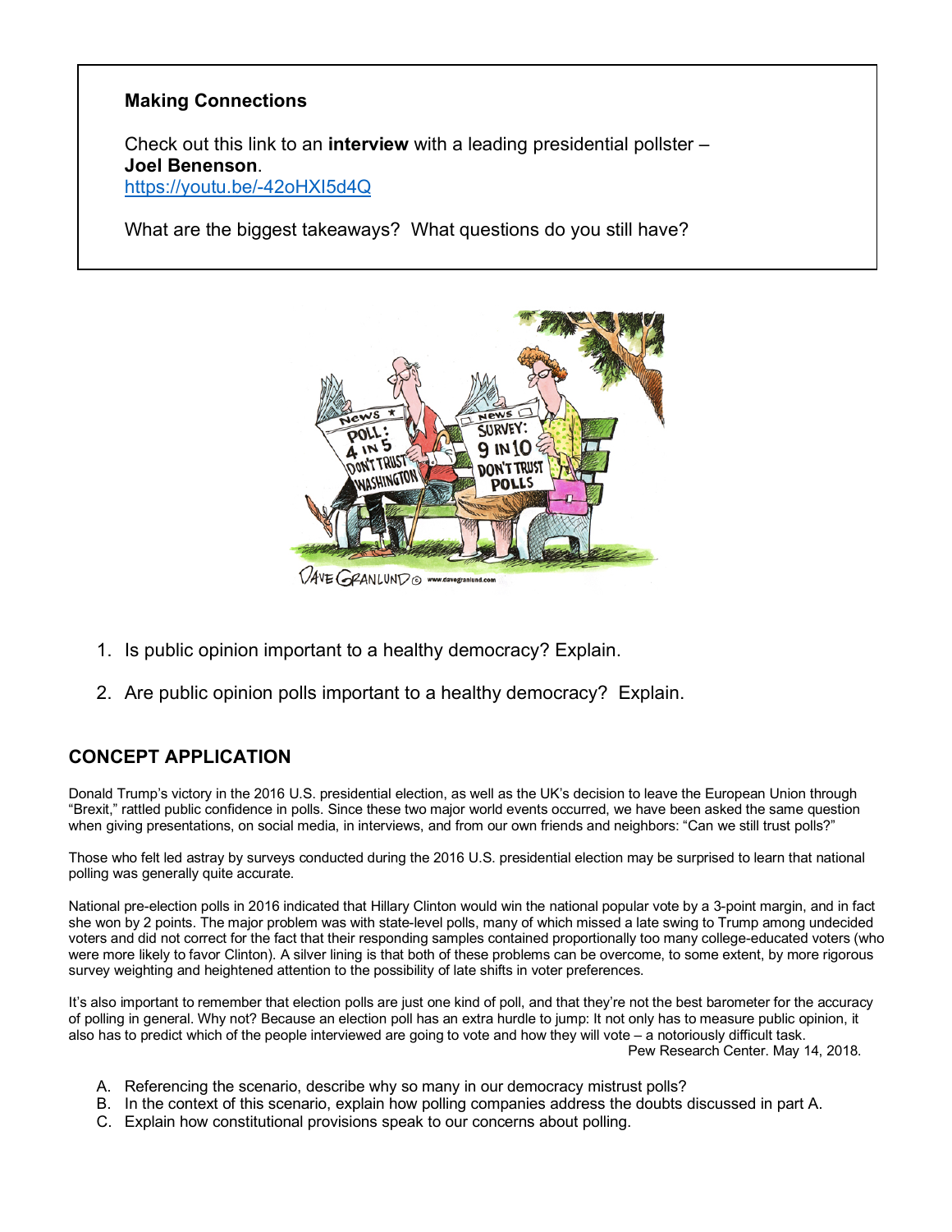**Making Connections**

Check out this link to an **interview** with a leading presidential pollster – **Joel Benenson**.
https://youtu.be/-42oHXI5d4Q

What are the biggest takeaways? What questions do you still have?

1. Is public opinion important to a healthy democracy? Explain.

2. Are public opinion polls important to a healthy democracy? Explain.

## CONCEPT APPLICATION

Donald Trump's victory in the 2016 U.S. presidential election, as well as the UK's decision to leave the European Union through "Brexit," rattled public confidence in polls. Since these two major world events occurred, we have been asked the same question when giving presentations, on social media, in interviews, and from our own friends and neighbors: "Can we still trust polls?"

Those who felt led astray by surveys conducted during the 2016 U.S. presidential election may be surprised to learn that national polling was generally quite accurate.

National pre-election polls in 2016 indicated that Hillary Clinton would win the national popular vote by a 3-point margin, and in fact she won by 2 points. The major problem was with state-level polls, many of which missed a late swing to Trump among undecided voters and did not correct for the fact that their responding samples contained proportionally too many college-educated voters (who were more likely to favor Clinton). A silver lining is that both of these problems can be overcome, to some extent, by more rigorous survey weighting and heightened attention to the possibility of late shifts in voter preferences.

It's also important to remember that election polls are just one kind of poll, and that they're not the best barometer for the accuracy of polling in general. Why not? Because an election poll has an extra hurdle to jump: It not only has to measure public opinion, it also has to predict which of the people interviewed are going to vote and how they will vote – a notoriously difficult task.

Pew Research Center. May 14, 2018.

A. Referencing the scenario, describe why so many in our democracy mistrust polls?
B. In the context of this scenario, explain how polling companies address the doubts discussed in part A.
C. Explain how constitutional provisions speak to our concerns about polling.